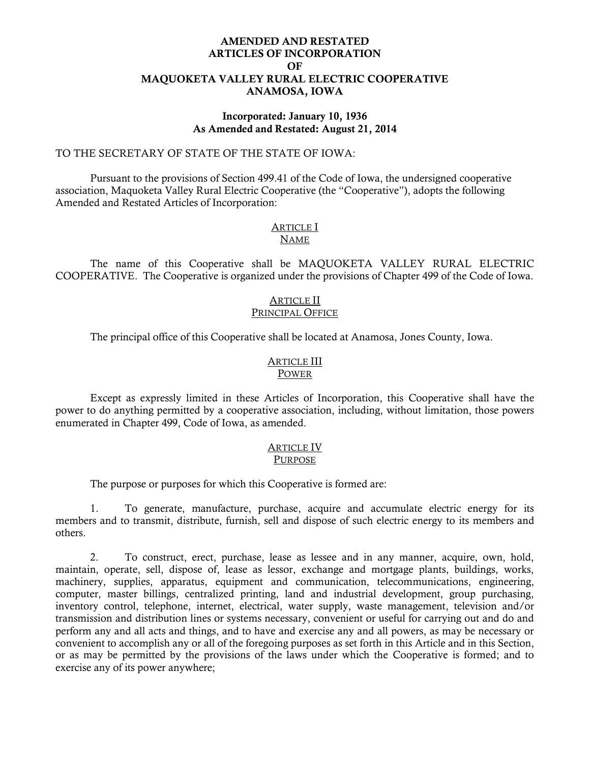# AMENDED AND RESTATED ARTICLES OF INCORPORATION OF MAQUOKETA VALLEY RURAL ELECTRIC COOPERATIVE ANAMOSA, IOWA

**Incorporated: January 10, 1936**
**As Amended and Restated: August 21, 2014**

TO THE SECRETARY OF STATE OF THE STATE OF IOWA:

Pursuant to the provisions of Section 499.41 of the Code of Iowa, the undersigned cooperative association, Maquoketa Valley Rural Electric Cooperative (the "Cooperative"), adopts the following Amended and Restated Articles of Incorporation:

## ARTICLE I
## NAME

The name of this Cooperative shall be MAQUOKETA VALLEY RURAL ELECTRIC COOPERATIVE. The Cooperative is organized under the provisions of Chapter 499 of the Code of Iowa.

## ARTICLE II
## PRINCIPAL OFFICE

The principal office of this Cooperative shall be located at Anamosa, Jones County, Iowa.

## ARTICLE III
## POWER

Except as expressly limited in these Articles of Incorporation, this Cooperative shall have the power to do anything permitted by a cooperative association, including, without limitation, those powers enumerated in Chapter 499, Code of Iowa, as amended.

## ARTICLE IV
## PURPOSE

The purpose or purposes for which this Cooperative is formed are:

1. To generate, manufacture, purchase, acquire and accumulate electric energy for its members and to transmit, distribute, furnish, sell and dispose of such electric energy to its members and others.

2. To construct, erect, purchase, lease as lessee and in any manner, acquire, own, hold, maintain, operate, sell, dispose of, lease as lessor, exchange and mortgage plants, buildings, works, machinery, supplies, apparatus, equipment and communication, telecommunications, engineering, computer, master billings, centralized printing, land and industrial development, group purchasing, inventory control, telephone, internet, electrical, water supply, waste management, television and/or transmission and distribution lines or systems necessary, convenient or useful for carrying out and do and perform any and all acts and things, and to have and exercise any and all powers, as may be necessary or convenient to accomplish any or all of the foregoing purposes as set forth in this Article and in this Section, or as may be permitted by the provisions of the laws under which the Cooperative is formed; and to exercise any of its power anywhere;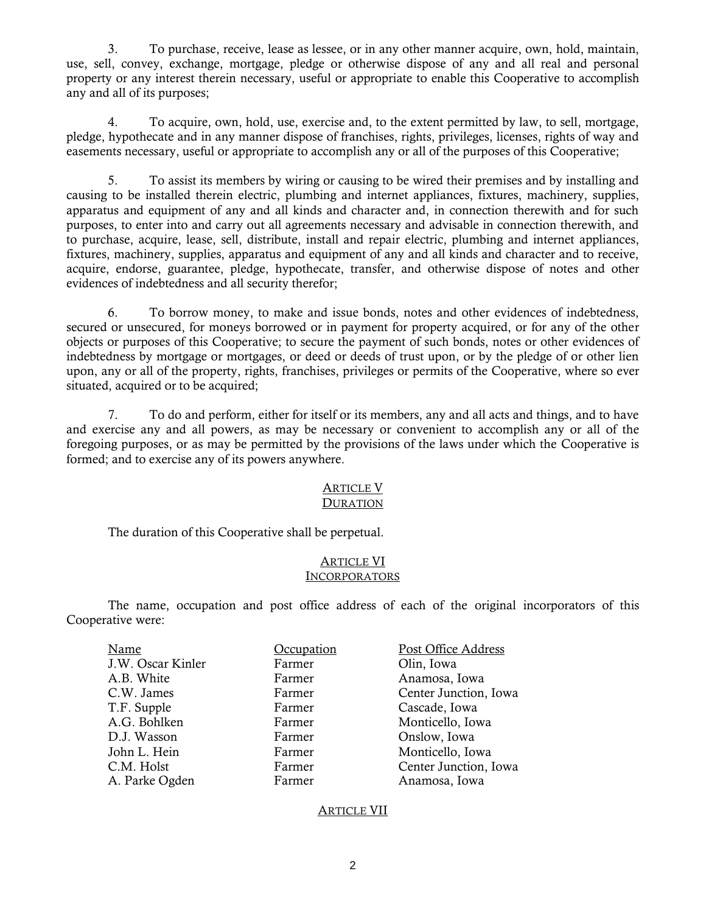3. To purchase, receive, lease as lessee, or in any other manner acquire, own, hold, maintain, use, sell, convey, exchange, mortgage, pledge or otherwise dispose of any and all real and personal property or any interest therein necessary, useful or appropriate to enable this Cooperative to accomplish any and all of its purposes;

4. To acquire, own, hold, use, exercise and, to the extent permitted by law, to sell, mortgage, pledge, hypothecate and in any manner dispose of franchises, rights, privileges, licenses, rights of way and easements necessary, useful or appropriate to accomplish any or all of the purposes of this Cooperative;

5. To assist its members by wiring or causing to be wired their premises and by installing and causing to be installed therein electric, plumbing and internet appliances, fixtures, machinery, supplies, apparatus and equipment of any and all kinds and character and, in connection therewith and for such purposes, to enter into and carry out all agreements necessary and advisable in connection therewith, and to purchase, acquire, lease, sell, distribute, install and repair electric, plumbing and internet appliances, fixtures, machinery, supplies, apparatus and equipment of any and all kinds and character and to receive, acquire, endorse, guarantee, pledge, hypothecate, transfer, and otherwise dispose of notes and other evidences of indebtedness and all security therefor;

6. To borrow money, to make and issue bonds, notes and other evidences of indebtedness, secured or unsecured, for moneys borrowed or in payment for property acquired, or for any of the other objects or purposes of this Cooperative; to secure the payment of such bonds, notes or other evidences of indebtedness by mortgage or mortgages, or deed or deeds of trust upon, or by the pledge of or other lien upon, any or all of the property, rights, franchises, privileges or permits of the Cooperative, where so ever situated, acquired or to be acquired;

7. To do and perform, either for itself or its members, any and all acts and things, and to have and exercise any and all powers, as may be necessary or convenient to accomplish any or all of the foregoing purposes, or as may be permitted by the provisions of the laws under which the Cooperative is formed; and to exercise any of its powers anywhere.

## ARTICLE V
## DURATION

The duration of this Cooperative shall be perpetual.

## ARTICLE VI
## INCORPORATORS

The name, occupation and post office address of each of the original incorporators of this Cooperative were:

| Name | Occupation | Post Office Address |
|---|---|---|
| J.W. Oscar Kinler | Farmer | Olin, Iowa |
| A.B. White | Farmer | Anamosa, Iowa |
| C.W. James | Farmer | Center Junction, Iowa |
| T.F. Supple | Farmer | Cascade, Iowa |
| A.G. Bohlken | Farmer | Monticello, Iowa |
| D.J. Wasson | Farmer | Onslow, Iowa |
| John L. Hein | Farmer | Monticello, Iowa |
| C.M. Holst | Farmer | Center Junction, Iowa |
| A. Parke Ogden | Farmer | Anamosa, Iowa |

## ARTICLE VII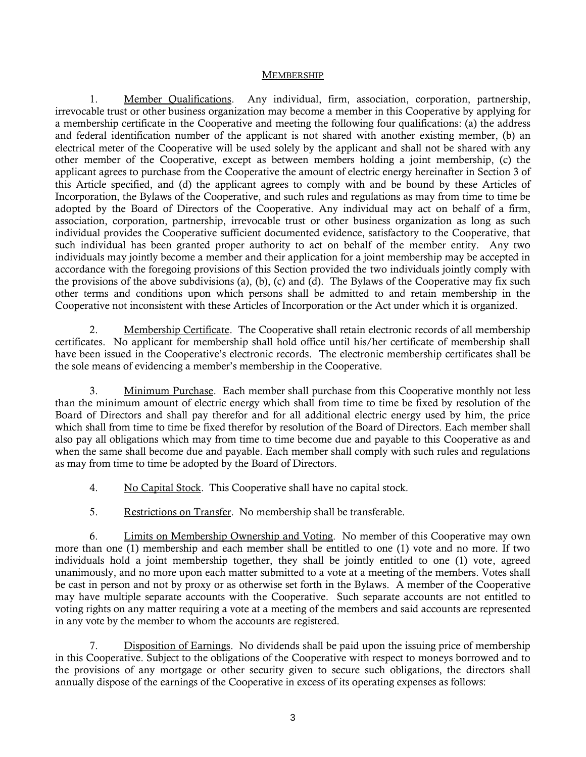## MEMBERSHIP

1. Member Qualifications. Any individual, firm, association, corporation, partnership, irrevocable trust or other business organization may become a member in this Cooperative by applying for a membership certificate in the Cooperative and meeting the following four qualifications: (a) the address and federal identification number of the applicant is not shared with another existing member, (b) an electrical meter of the Cooperative will be used solely by the applicant and shall not be shared with any other member of the Cooperative, except as between members holding a joint membership, (c) the applicant agrees to purchase from the Cooperative the amount of electric energy hereinafter in Section 3 of this Article specified, and (d) the applicant agrees to comply with and be bound by these Articles of Incorporation, the Bylaws of the Cooperative, and such rules and regulations as may from time to time be adopted by the Board of Directors of the Cooperative. Any individual may act on behalf of a firm, association, corporation, partnership, irrevocable trust or other business organization as long as such individual provides the Cooperative sufficient documented evidence, satisfactory to the Cooperative, that such individual has been granted proper authority to act on behalf of the member entity. Any two individuals may jointly become a member and their application for a joint membership may be accepted in accordance with the foregoing provisions of this Section provided the two individuals jointly comply with the provisions of the above subdivisions (a), (b), (c) and (d). The Bylaws of the Cooperative may fix such other terms and conditions upon which persons shall be admitted to and retain membership in the Cooperative not inconsistent with these Articles of Incorporation or the Act under which it is organized.

2. Membership Certificate. The Cooperative shall retain electronic records of all membership certificates. No applicant for membership shall hold office until his/her certificate of membership shall have been issued in the Cooperative's electronic records. The electronic membership certificates shall be the sole means of evidencing a member's membership in the Cooperative.

3. Minimum Purchase. Each member shall purchase from this Cooperative monthly not less than the minimum amount of electric energy which shall from time to time be fixed by resolution of the Board of Directors and shall pay therefor and for all additional electric energy used by him, the price which shall from time to time be fixed therefor by resolution of the Board of Directors. Each member shall also pay all obligations which may from time to time become due and payable to this Cooperative as and when the same shall become due and payable. Each member shall comply with such rules and regulations as may from time to time be adopted by the Board of Directors.

4. No Capital Stock. This Cooperative shall have no capital stock.

5. Restrictions on Transfer. No membership shall be transferable.

6. Limits on Membership Ownership and Voting. No member of this Cooperative may own more than one (1) membership and each member shall be entitled to one (1) vote and no more. If two individuals hold a joint membership together, they shall be jointly entitled to one (1) vote, agreed unanimously, and no more upon each matter submitted to a vote at a meeting of the members. Votes shall be cast in person and not by proxy or as otherwise set forth in the Bylaws. A member of the Cooperative may have multiple separate accounts with the Cooperative. Such separate accounts are not entitled to voting rights on any matter requiring a vote at a meeting of the members and said accounts are represented in any vote by the member to whom the accounts are registered.

7. Disposition of Earnings. No dividends shall be paid upon the issuing price of membership in this Cooperative. Subject to the obligations of the Cooperative with respect to moneys borrowed and to the provisions of any mortgage or other security given to secure such obligations, the directors shall annually dispose of the earnings of the Cooperative in excess of its operating expenses as follows: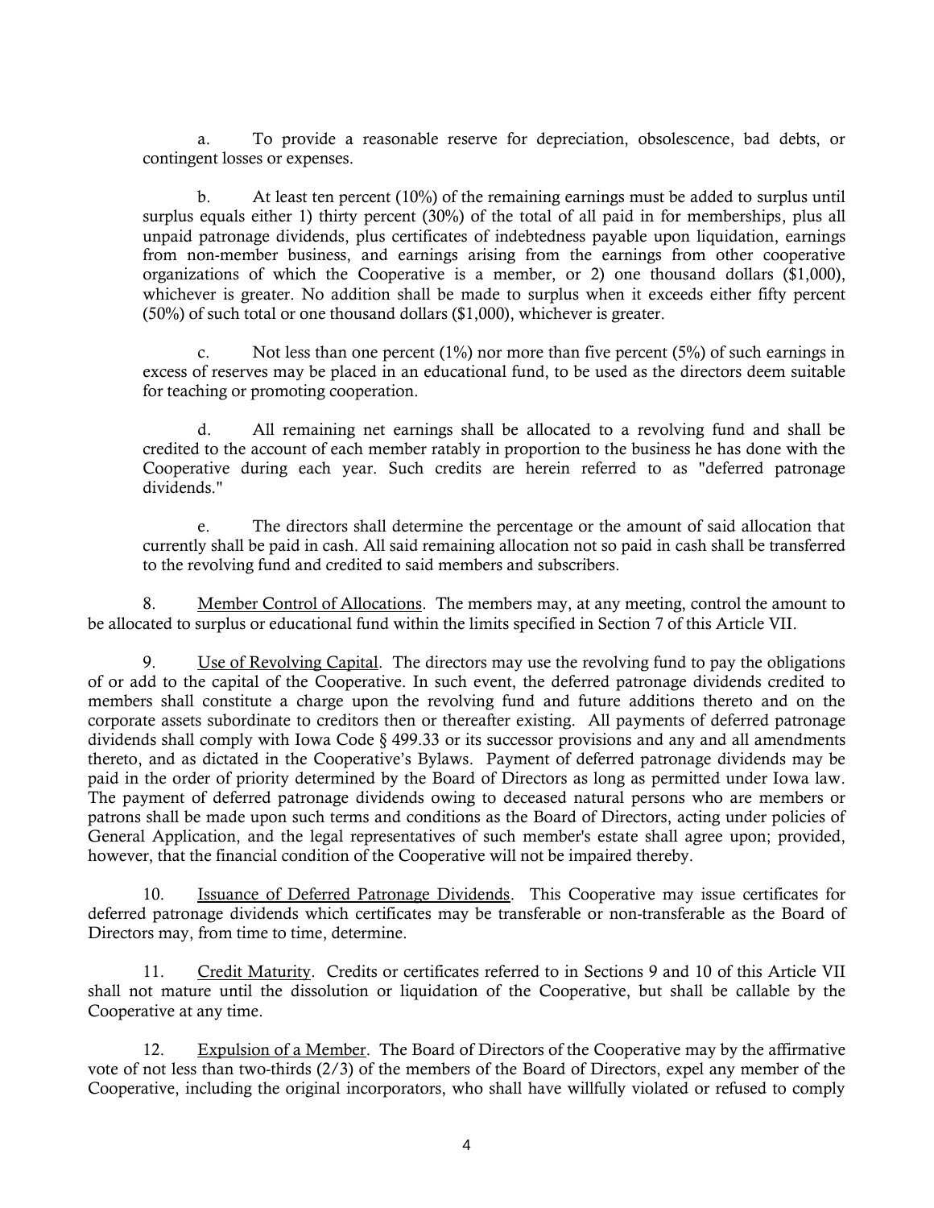a. To provide a reasonable reserve for depreciation, obsolescence, bad debts, or contingent losses or expenses.

b. At least ten percent (10%) of the remaining earnings must be added to surplus until surplus equals either 1) thirty percent (30%) of the total of all paid in for memberships, plus all unpaid patronage dividends, plus certificates of indebtedness payable upon liquidation, earnings from non-member business, and earnings arising from the earnings from other cooperative organizations of which the Cooperative is a member, or 2) one thousand dollars ($1,000), whichever is greater. No addition shall be made to surplus when it exceeds either fifty percent (50%) of such total or one thousand dollars ($1,000), whichever is greater.

c. Not less than one percent (1%) nor more than five percent (5%) of such earnings in excess of reserves may be placed in an educational fund, to be used as the directors deem suitable for teaching or promoting cooperation.

d. All remaining net earnings shall be allocated to a revolving fund and shall be credited to the account of each member ratably in proportion to the business he has done with the Cooperative during each year. Such credits are herein referred to as "deferred patronage dividends."

e. The directors shall determine the percentage or the amount of said allocation that currently shall be paid in cash. All said remaining allocation not so paid in cash shall be transferred to the revolving fund and credited to said members and subscribers.

8. Member Control of Allocations. The members may, at any meeting, control the amount to be allocated to surplus or educational fund within the limits specified in Section 7 of this Article VII.

9. Use of Revolving Capital. The directors may use the revolving fund to pay the obligations of or add to the capital of the Cooperative. In such event, the deferred patronage dividends credited to members shall constitute a charge upon the revolving fund and future additions thereto and on the corporate assets subordinate to creditors then or thereafter existing. All payments of deferred patronage dividends shall comply with Iowa Code § 499.33 or its successor provisions and any and all amendments thereto, and as dictated in the Cooperative's Bylaws. Payment of deferred patronage dividends may be paid in the order of priority determined by the Board of Directors as long as permitted under Iowa law. The payment of deferred patronage dividends owing to deceased natural persons who are members or patrons shall be made upon such terms and conditions as the Board of Directors, acting under policies of General Application, and the legal representatives of such member's estate shall agree upon; provided, however, that the financial condition of the Cooperative will not be impaired thereby.

10. Issuance of Deferred Patronage Dividends. This Cooperative may issue certificates for deferred patronage dividends which certificates may be transferable or non-transferable as the Board of Directors may, from time to time, determine.

11. Credit Maturity. Credits or certificates referred to in Sections 9 and 10 of this Article VII shall not mature until the dissolution or liquidation of the Cooperative, but shall be callable by the Cooperative at any time.

12. Expulsion of a Member. The Board of Directors of the Cooperative may by the affirmative vote of not less than two-thirds (2/3) of the members of the Board of Directors, expel any member of the Cooperative, including the original incorporators, who shall have willfully violated or refused to comply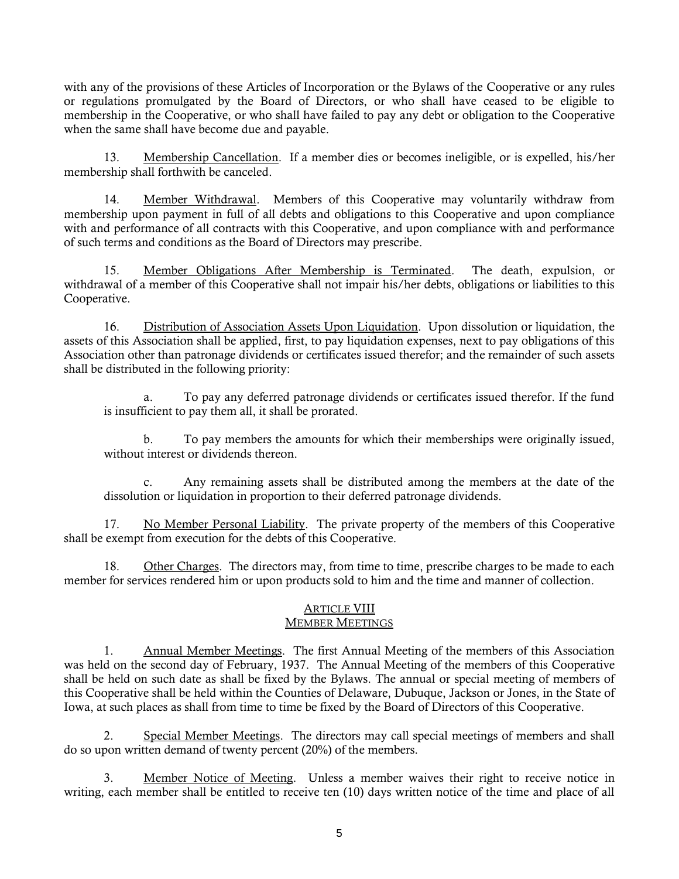with any of the provisions of these Articles of Incorporation or the Bylaws of the Cooperative or any rules or regulations promulgated by the Board of Directors, or who shall have ceased to be eligible to membership in the Cooperative, or who shall have failed to pay any debt or obligation to the Cooperative when the same shall have become due and payable.

13. Membership Cancellation. If a member dies or becomes ineligible, or is expelled, his/her membership shall forthwith be canceled.

14. Member Withdrawal. Members of this Cooperative may voluntarily withdraw from membership upon payment in full of all debts and obligations to this Cooperative and upon compliance with and performance of all contracts with this Cooperative, and upon compliance with and performance of such terms and conditions as the Board of Directors may prescribe.

15. Member Obligations After Membership is Terminated. The death, expulsion, or withdrawal of a member of this Cooperative shall not impair his/her debts, obligations or liabilities to this Cooperative.

16. Distribution of Association Assets Upon Liquidation. Upon dissolution or liquidation, the assets of this Association shall be applied, first, to pay liquidation expenses, next to pay obligations of this Association other than patronage dividends or certificates issued therefor; and the remainder of such assets shall be distributed in the following priority:

a. To pay any deferred patronage dividends or certificates issued therefor. If the fund is insufficient to pay them all, it shall be prorated.

b. To pay members the amounts for which their memberships were originally issued, without interest or dividends thereon.

c. Any remaining assets shall be distributed among the members at the date of the dissolution or liquidation in proportion to their deferred patronage dividends.

17. No Member Personal Liability. The private property of the members of this Cooperative shall be exempt from execution for the debts of this Cooperative.

18. Other Charges. The directors may, from time to time, prescribe charges to be made to each member for services rendered him or upon products sold to him and the time and manner of collection.

## ARTICLE VIII
## MEMBER MEETINGS

1. Annual Member Meetings. The first Annual Meeting of the members of this Association was held on the second day of February, 1937. The Annual Meeting of the members of this Cooperative shall be held on such date as shall be fixed by the Bylaws. The annual or special meeting of members of this Cooperative shall be held within the Counties of Delaware, Dubuque, Jackson or Jones, in the State of Iowa, at such places as shall from time to time be fixed by the Board of Directors of this Cooperative.

2. Special Member Meetings. The directors may call special meetings of members and shall do so upon written demand of twenty percent (20%) of the members.

3. Member Notice of Meeting. Unless a member waives their right to receive notice in writing, each member shall be entitled to receive ten (10) days written notice of the time and place of all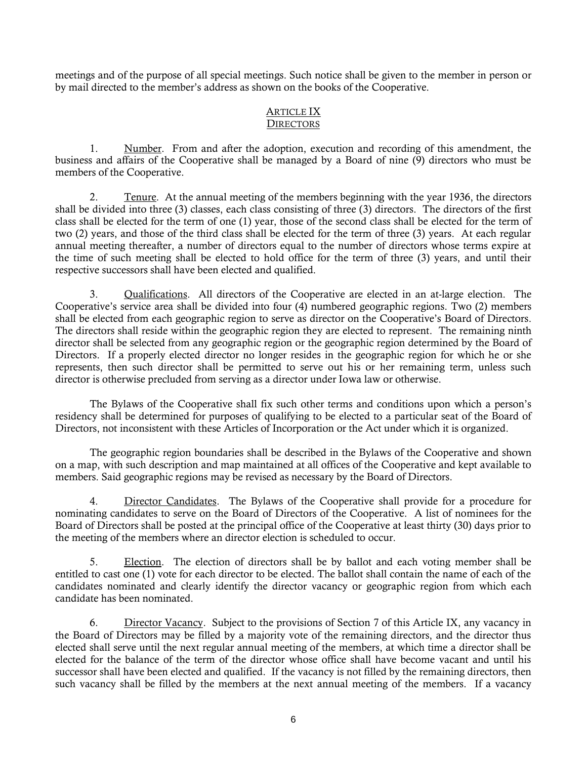meetings and of the purpose of all special meetings. Such notice shall be given to the member in person or by mail directed to the member's address as shown on the books of the Cooperative.

## ARTICLE IX
## DIRECTORS

1. Number. From and after the adoption, execution and recording of this amendment, the business and affairs of the Cooperative shall be managed by a Board of nine (9) directors who must be members of the Cooperative.

2. Tenure. At the annual meeting of the members beginning with the year 1936, the directors shall be divided into three (3) classes, each class consisting of three (3) directors. The directors of the first class shall be elected for the term of one (1) year, those of the second class shall be elected for the term of two (2) years, and those of the third class shall be elected for the term of three (3) years. At each regular annual meeting thereafter, a number of directors equal to the number of directors whose terms expire at the time of such meeting shall be elected to hold office for the term of three (3) years, and until their respective successors shall have been elected and qualified.

3. Qualifications. All directors of the Cooperative are elected in an at-large election. The Cooperative's service area shall be divided into four (4) numbered geographic regions. Two (2) members shall be elected from each geographic region to serve as director on the Cooperative's Board of Directors. The directors shall reside within the geographic region they are elected to represent. The remaining ninth director shall be selected from any geographic region or the geographic region determined by the Board of Directors. If a properly elected director no longer resides in the geographic region for which he or she represents, then such director shall be permitted to serve out his or her remaining term, unless such director is otherwise precluded from serving as a director under Iowa law or otherwise.

The Bylaws of the Cooperative shall fix such other terms and conditions upon which a person's residency shall be determined for purposes of qualifying to be elected to a particular seat of the Board of Directors, not inconsistent with these Articles of Incorporation or the Act under which it is organized.

The geographic region boundaries shall be described in the Bylaws of the Cooperative and shown on a map, with such description and map maintained at all offices of the Cooperative and kept available to members. Said geographic regions may be revised as necessary by the Board of Directors.

4. Director Candidates. The Bylaws of the Cooperative shall provide for a procedure for nominating candidates to serve on the Board of Directors of the Cooperative. A list of nominees for the Board of Directors shall be posted at the principal office of the Cooperative at least thirty (30) days prior to the meeting of the members where an director election is scheduled to occur.

5. Election. The election of directors shall be by ballot and each voting member shall be entitled to cast one (1) vote for each director to be elected. The ballot shall contain the name of each of the candidates nominated and clearly identify the director vacancy or geographic region from which each candidate has been nominated.

6. Director Vacancy. Subject to the provisions of Section 7 of this Article IX, any vacancy in the Board of Directors may be filled by a majority vote of the remaining directors, and the director thus elected shall serve until the next regular annual meeting of the members, at which time a director shall be elected for the balance of the term of the director whose office shall have become vacant and until his successor shall have been elected and qualified. If the vacancy is not filled by the remaining directors, then such vacancy shall be filled by the members at the next annual meeting of the members. If a vacancy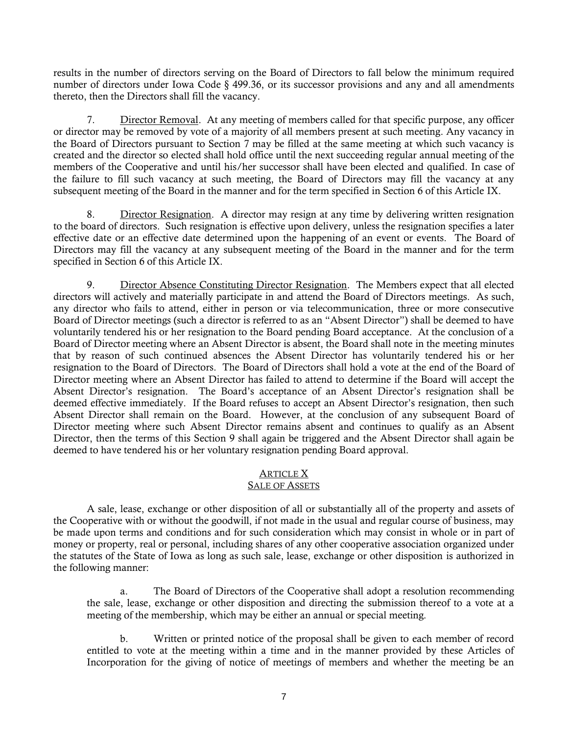results in the number of directors serving on the Board of Directors to fall below the minimum required number of directors under Iowa Code § 499.36, or its successor provisions and any and all amendments thereto, then the Directors shall fill the vacancy.

7. Director Removal. At any meeting of members called for that specific purpose, any officer or director may be removed by vote of a majority of all members present at such meeting. Any vacancy in the Board of Directors pursuant to Section 7 may be filled at the same meeting at which such vacancy is created and the director so elected shall hold office until the next succeeding regular annual meeting of the members of the Cooperative and until his/her successor shall have been elected and qualified. In case of the failure to fill such vacancy at such meeting, the Board of Directors may fill the vacancy at any subsequent meeting of the Board in the manner and for the term specified in Section 6 of this Article IX.

8. Director Resignation. A director may resign at any time by delivering written resignation to the board of directors. Such resignation is effective upon delivery, unless the resignation specifies a later effective date or an effective date determined upon the happening of an event or events. The Board of Directors may fill the vacancy at any subsequent meeting of the Board in the manner and for the term specified in Section 6 of this Article IX.

9. Director Absence Constituting Director Resignation. The Members expect that all elected directors will actively and materially participate in and attend the Board of Directors meetings. As such, any director who fails to attend, either in person or via telecommunication, three or more consecutive Board of Director meetings (such a director is referred to as an "Absent Director") shall be deemed to have voluntarily tendered his or her resignation to the Board pending Board acceptance. At the conclusion of a Board of Director meeting where an Absent Director is absent, the Board shall note in the meeting minutes that by reason of such continued absences the Absent Director has voluntarily tendered his or her resignation to the Board of Directors. The Board of Directors shall hold a vote at the end of the Board of Director meeting where an Absent Director has failed to attend to determine if the Board will accept the Absent Director's resignation. The Board's acceptance of an Absent Director's resignation shall be deemed effective immediately. If the Board refuses to accept an Absent Director's resignation, then such Absent Director shall remain on the Board. However, at the conclusion of any subsequent Board of Director meeting where such Absent Director remains absent and continues to qualify as an Absent Director, then the terms of this Section 9 shall again be triggered and the Absent Director shall again be deemed to have tendered his or her voluntary resignation pending Board approval.

## ARTICLE X
## SALE OF ASSETS

A sale, lease, exchange or other disposition of all or substantially all of the property and assets of the Cooperative with or without the goodwill, if not made in the usual and regular course of business, may be made upon terms and conditions and for such consideration which may consist in whole or in part of money or property, real or personal, including shares of any other cooperative association organized under the statutes of the State of Iowa as long as such sale, lease, exchange or other disposition is authorized in the following manner:

a. The Board of Directors of the Cooperative shall adopt a resolution recommending the sale, lease, exchange or other disposition and directing the submission thereof to a vote at a meeting of the membership, which may be either an annual or special meeting.

b. Written or printed notice of the proposal shall be given to each member of record entitled to vote at the meeting within a time and in the manner provided by these Articles of Incorporation for the giving of notice of meetings of members and whether the meeting be an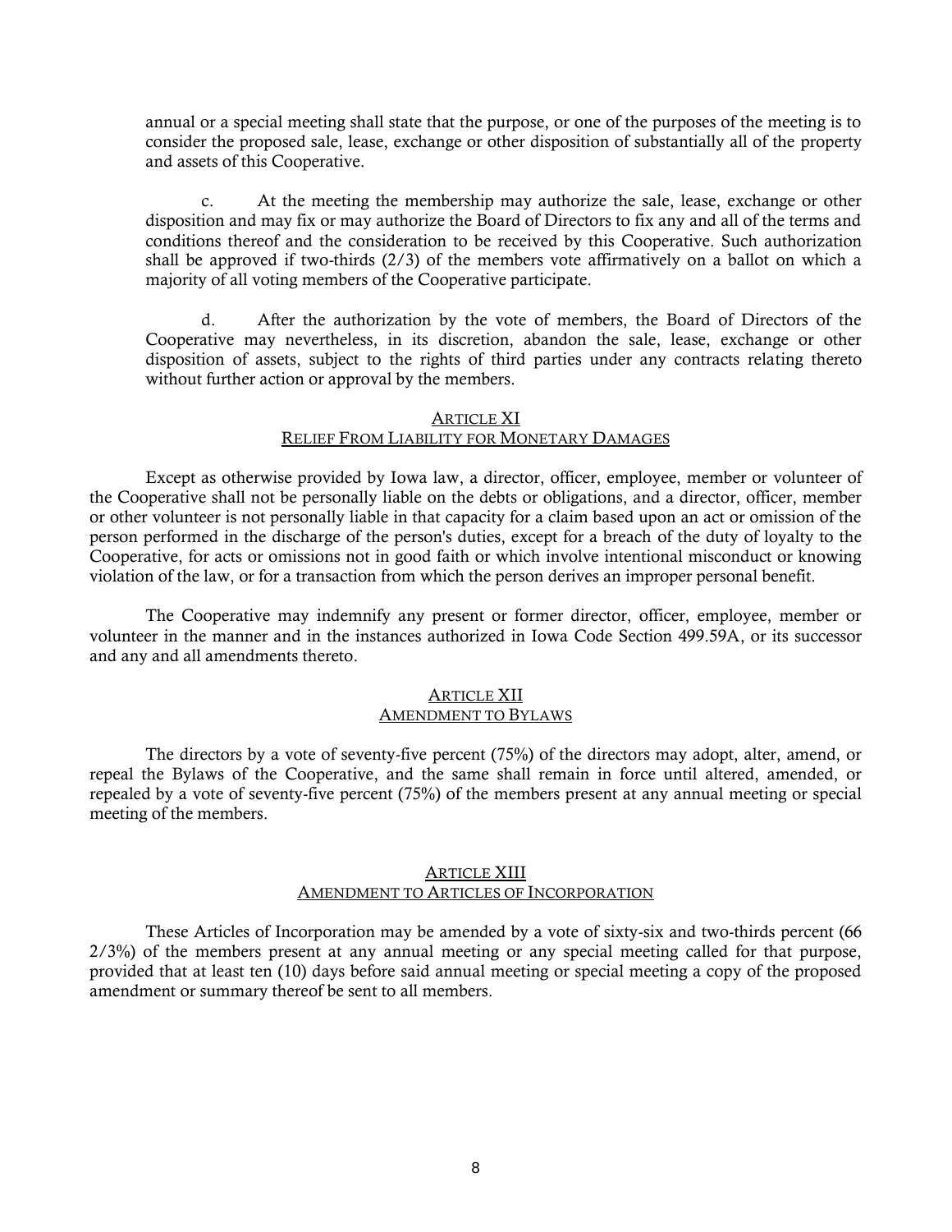annual or a special meeting shall state that the purpose, or one of the purposes of the meeting is to consider the proposed sale, lease, exchange or other disposition of substantially all of the property and assets of this Cooperative.

c. At the meeting the membership may authorize the sale, lease, exchange or other disposition and may fix or may authorize the Board of Directors to fix any and all of the terms and conditions thereof and the consideration to be received by this Cooperative. Such authorization shall be approved if two-thirds (2/3) of the members vote affirmatively on a ballot on which a majority of all voting members of the Cooperative participate.

d. After the authorization by the vote of members, the Board of Directors of the Cooperative may nevertheless, in its discretion, abandon the sale, lease, exchange or other disposition of assets, subject to the rights of third parties under any contracts relating thereto without further action or approval by the members.

## ARTICLE XI
## RELIEF FROM LIABILITY FOR MONETARY DAMAGES

Except as otherwise provided by Iowa law, a director, officer, employee, member or volunteer of the Cooperative shall not be personally liable on the debts or obligations, and a director, officer, member or other volunteer is not personally liable in that capacity for a claim based upon an act or omission of the person performed in the discharge of the person's duties, except for a breach of the duty of loyalty to the Cooperative, for acts or omissions not in good faith or which involve intentional misconduct or knowing violation of the law, or for a transaction from which the person derives an improper personal benefit.

The Cooperative may indemnify any present or former director, officer, employee, member or volunteer in the manner and in the instances authorized in Iowa Code Section 499.59A, or its successor and any and all amendments thereto.

## ARTICLE XII
## AMENDMENT TO BYLAWS

The directors by a vote of seventy-five percent (75%) of the directors may adopt, alter, amend, or repeal the Bylaws of the Cooperative, and the same shall remain in force until altered, amended, or repealed by a vote of seventy-five percent (75%) of the members present at any annual meeting or special meeting of the members.

## ARTICLE XIII
## AMENDMENT TO ARTICLES OF INCORPORATION

These Articles of Incorporation may be amended by a vote of sixty-six and two-thirds percent (66 2/3%) of the members present at any annual meeting or any special meeting called for that purpose, provided that at least ten (10) days before said annual meeting or special meeting a copy of the proposed amendment or summary thereof be sent to all members.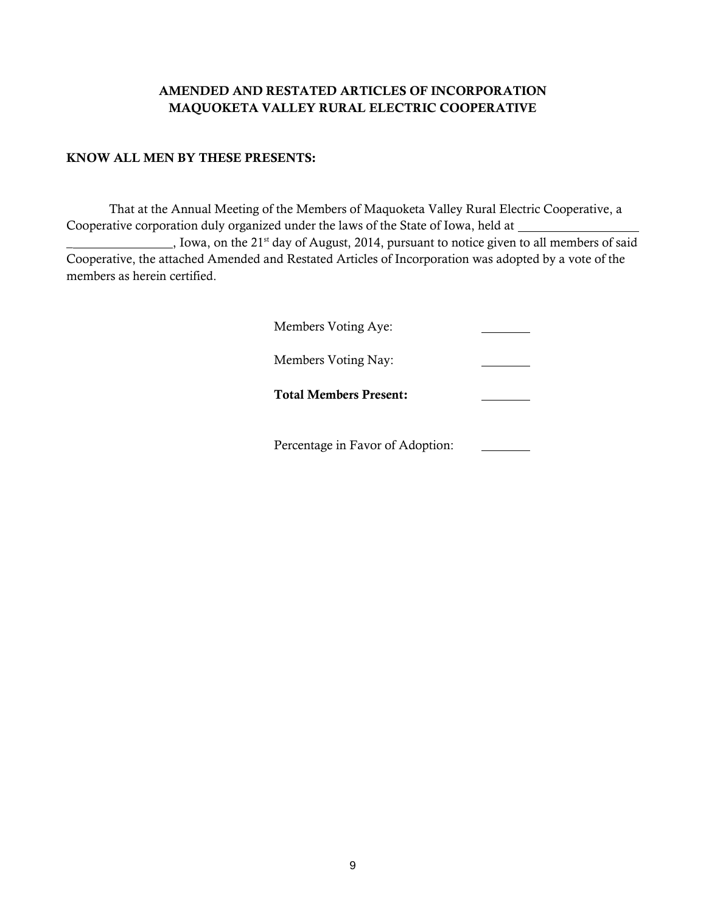**AMENDED AND RESTATED ARTICLES OF INCORPORATION**
**MAQUOKETA VALLEY RURAL ELECTRIC COOPERATIVE**

**KNOW ALL MEN BY THESE PRESENTS:**

That at the Annual Meeting of the Members of Maquoketa Valley Rural Electric Cooperative, a Cooperative corporation duly organized under the laws of the State of Iowa, held at ___________________ _________________, Iowa, on the 21st day of August, 2014, pursuant to notice given to all members of said Cooperative, the attached Amended and Restated Articles of Incorporation was adopted by a vote of the members as herein certified.

Members Voting Aye: ________

Members Voting Nay: ________

**Total Members Present:** ________

Percentage in Favor of Adoption: ________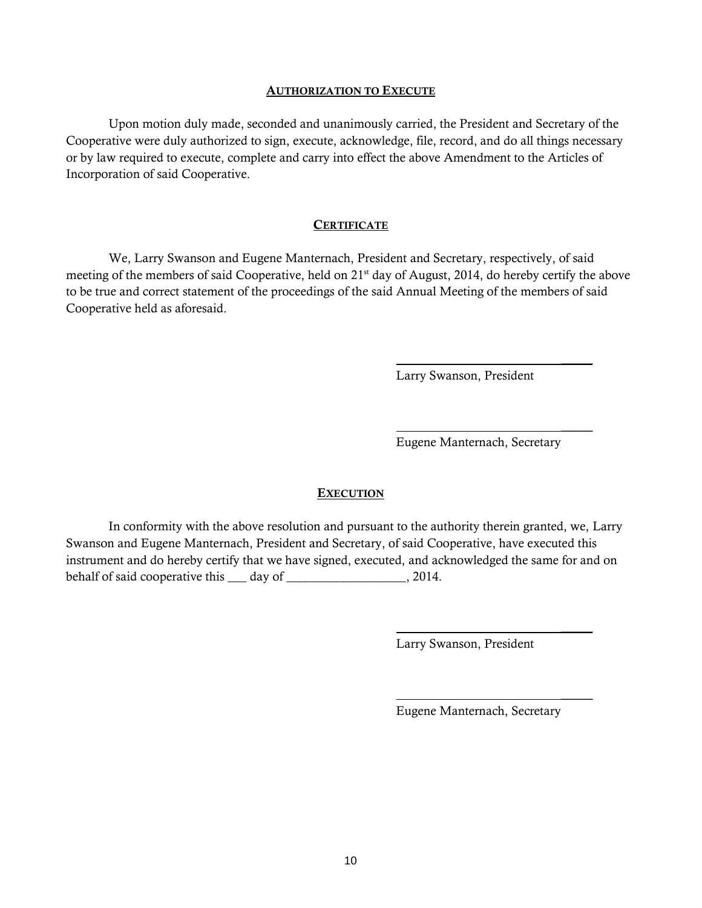## AUTHORIZATION TO EXECUTE

Upon motion duly made, seconded and unanimously carried, the President and Secretary of the Cooperative were duly authorized to sign, execute, acknowledge, file, record, and do all things necessary or by law required to execute, complete and carry into effect the above Amendment to the Articles of Incorporation of said Cooperative.

## CERTIFICATE

We, Larry Swanson and Eugene Manternach, President and Secretary, respectively, of said meeting of the members of said Cooperative, held on 21st day of August, 2014, do hereby certify the above to be true and correct statement of the proceedings of the said Annual Meeting of the members of said Cooperative held as aforesaid.

\_\_\_\_\_\_\_\_\_\_\_\_\_\_\_\_\_\_\_\_\_\_\_\_\_\_\_\_\_\_\_\_\_\_
Larry Swanson, President

\_\_\_\_\_\_\_\_\_\_\_\_\_\_\_\_\_\_\_\_\_\_\_\_\_\_\_\_\_\_\_\_\_\_
Eugene Manternach, Secretary

## EXECUTION

In conformity with the above resolution and pursuant to the authority therein granted, we, Larry Swanson and Eugene Manternach, President and Secretary, of said Cooperative, have executed this instrument and do hereby certify that we have signed, executed, and acknowledged the same for and on behalf of said cooperative this ___ day of ___________________, 2014.

\_\_\_\_\_\_\_\_\_\_\_\_\_\_\_\_\_\_\_\_\_\_\_\_\_\_\_\_\_\_\_\_\_\_
Larry Swanson, President

\_\_\_\_\_\_\_\_\_\_\_\_\_\_\_\_\_\_\_\_\_\_\_\_\_\_\_\_\_\_\_\_\_\_
Eugene Manternach, Secretary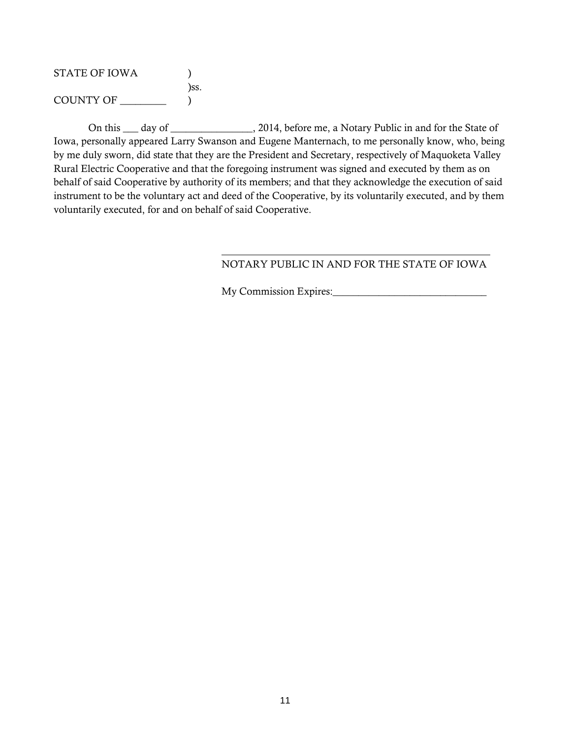STATE OF IOWA )
)ss.
COUNTY OF _________ )

On this ___ day of ________________, 2014, before me, a Notary Public in and for the State of Iowa, personally appeared Larry Swanson and Eugene Manternach, to me personally know, who, being by me duly sworn, did state that they are the President and Secretary, respectively of Maquoketa Valley Rural Electric Cooperative and that the foregoing instrument was signed and executed by them as on behalf of said Cooperative by authority of its members; and that they acknowledge the execution of said instrument to be the voluntary act and deed of the Cooperative, by its voluntarily executed, and by them voluntarily executed, for and on behalf of said Cooperative.

_______________________________________________
NOTARY PUBLIC IN AND FOR THE STATE OF IOWA

My Commission Expires:______________________________